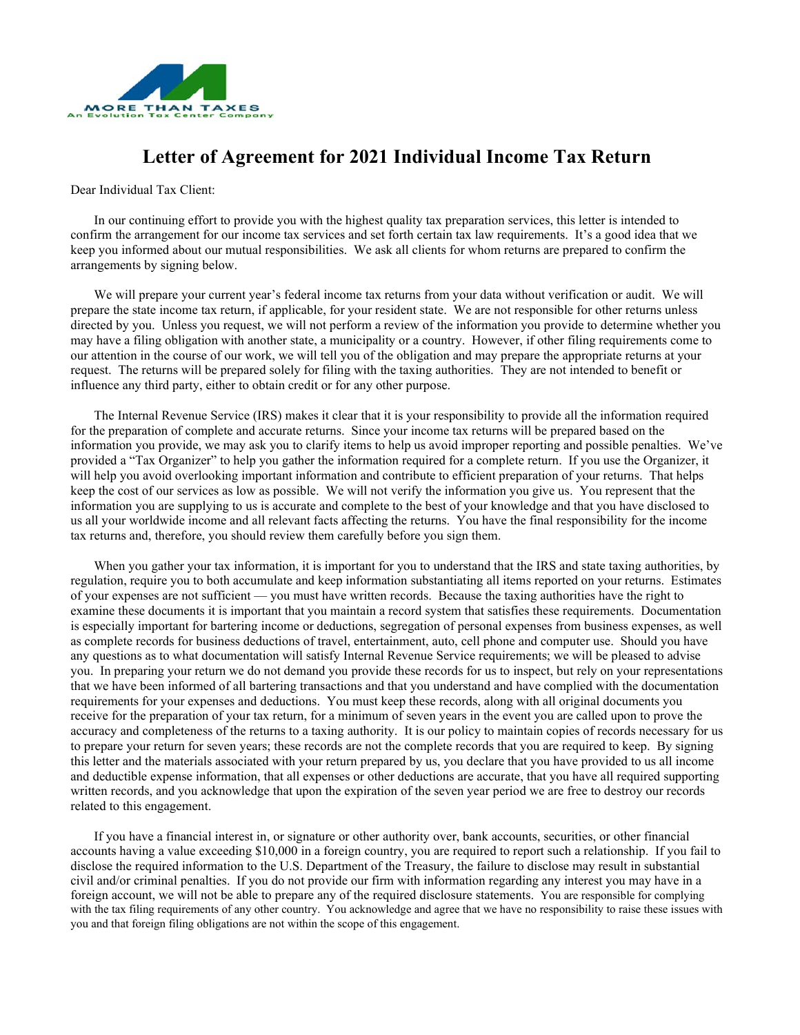MORE THAN TAXES
An Evolution Tax Center Company

# Letter of Agreement for 2021 Individual Income Tax Return

Dear Individual Tax Client:

In our continuing effort to provide you with the highest quality tax preparation services, this letter is intended to confirm the arrangement for our income tax services and set forth certain tax law requirements. It's a good idea that we keep you informed about our mutual responsibilities. We ask all clients for whom returns are prepared to confirm the arrangements by signing below.

We will prepare your current year's federal income tax returns from your data without verification or audit. We will prepare the state income tax return, if applicable, for your resident state. We are not responsible for other returns unless directed by you. Unless you request, we will not perform a review of the information you provide to determine whether you may have a filing obligation with another state, a municipality or a country. However, if other filing requirements come to our attention in the course of our work, we will tell you of the obligation and may prepare the appropriate returns at your request. The returns will be prepared solely for filing with the taxing authorities. They are not intended to benefit or influence any third party, either to obtain credit or for any other purpose.

The Internal Revenue Service (IRS) makes it clear that it is your responsibility to provide all the information required for the preparation of complete and accurate returns. Since your income tax returns will be prepared based on the information you provide, we may ask you to clarify items to help us avoid improper reporting and possible penalties. We've provided a "Tax Organizer" to help you gather the information required for a complete return. If you use the Organizer, it will help you avoid overlooking important information and contribute to efficient preparation of your returns. That helps keep the cost of our services as low as possible. We will not verify the information you give us. You represent that the information you are supplying to us is accurate and complete to the best of your knowledge and that you have disclosed to us all your worldwide income and all relevant facts affecting the returns. You have the final responsibility for the income tax returns and, therefore, you should review them carefully before you sign them.

When you gather your tax information, it is important for you to understand that the IRS and state taxing authorities, by regulation, require you to both accumulate and keep information substantiating all items reported on your returns. Estimates of your expenses are not sufficient — you must have written records. Because the taxing authorities have the right to examine these documents it is important that you maintain a record system that satisfies these requirements. Documentation is especially important for bartering income or deductions, segregation of personal expenses from business expenses, as well as complete records for business deductions of travel, entertainment, auto, cell phone and computer use. Should you have any questions as to what documentation will satisfy Internal Revenue Service requirements; we will be pleased to advise you. In preparing your return we do not demand you provide these records for us to inspect, but rely on your representations that we have been informed of all bartering transactions and that you understand and have complied with the documentation requirements for your expenses and deductions. You must keep these records, along with all original documents you receive for the preparation of your tax return, for a minimum of seven years in the event you are called upon to prove the accuracy and completeness of the returns to a taxing authority. It is our policy to maintain copies of records necessary for us to prepare your return for seven years; these records are not the complete records that you are required to keep. By signing this letter and the materials associated with your return prepared by us, you declare that you have provided to us all income and deductible expense information, that all expenses or other deductions are accurate, that you have all required supporting written records, and you acknowledge that upon the expiration of the seven year period we are free to destroy our records related to this engagement.

If you have a financial interest in, or signature or other authority over, bank accounts, securities, or other financial accounts having a value exceeding $10,000 in a foreign country, you are required to report such a relationship. If you fail to disclose the required information to the U.S. Department of the Treasury, the failure to disclose may result in substantial civil and/or criminal penalties. If you do not provide our firm with information regarding any interest you may have in a foreign account, we will not be able to prepare any of the required disclosure statements. You are responsible for complying with the tax filing requirements of any other country. You acknowledge and agree that we have no responsibility to raise these issues with you and that foreign filing obligations are not within the scope of this engagement.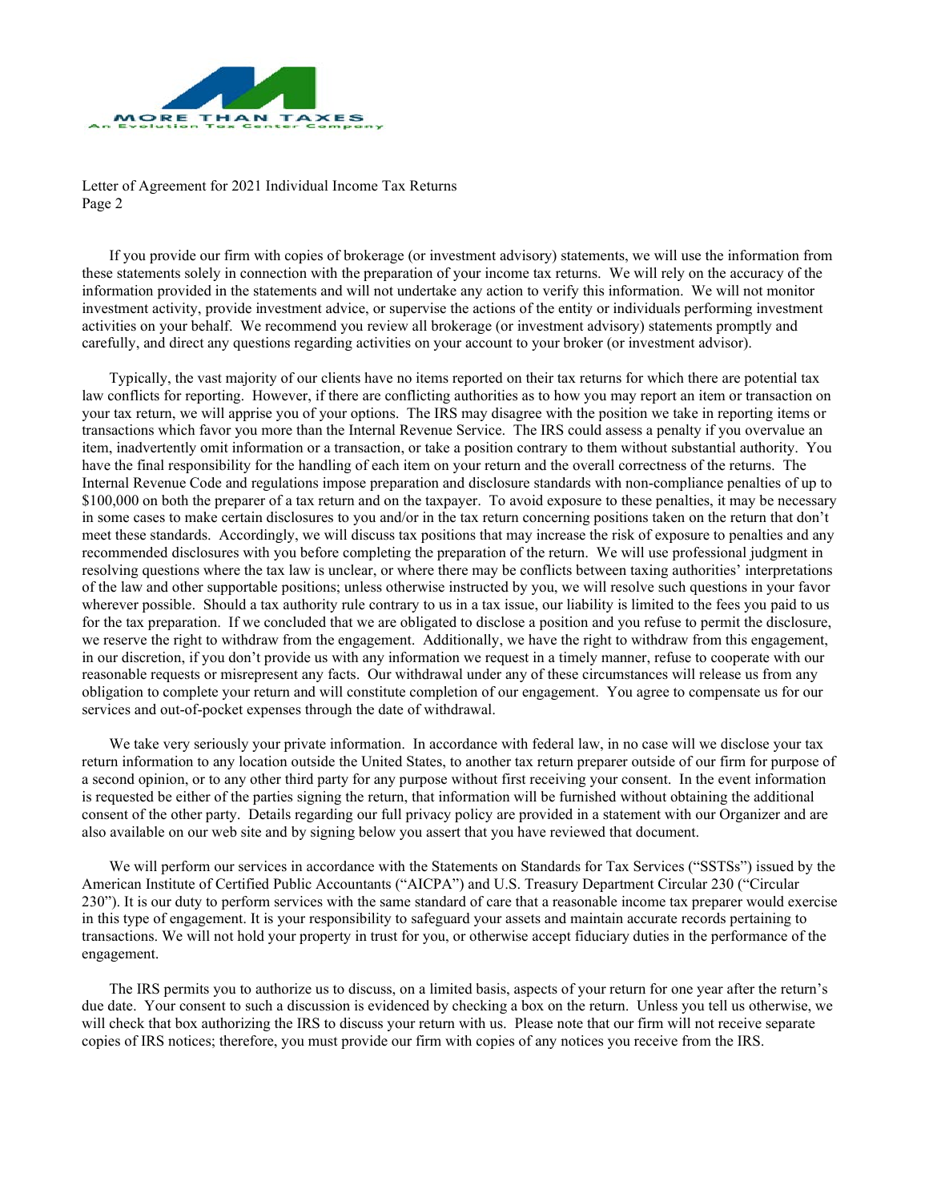Letter of Agreement for 2021 Individual Income Tax Returns
Page 2

If you provide our firm with copies of brokerage (or investment advisory) statements, we will use the information from these statements solely in connection with the preparation of your income tax returns. We will rely on the accuracy of the information provided in the statements and will not undertake any action to verify this information. We will not monitor investment activity, provide investment advice, or supervise the actions of the entity or individuals performing investment activities on your behalf. We recommend you review all brokerage (or investment advisory) statements promptly and carefully, and direct any questions regarding activities on your account to your broker (or investment advisor).

Typically, the vast majority of our clients have no items reported on their tax returns for which there are potential tax law conflicts for reporting. However, if there are conflicting authorities as to how you may report an item or transaction on your tax return, we will apprise you of your options. The IRS may disagree with the position we take in reporting items or transactions which favor you more than the Internal Revenue Service. The IRS could assess a penalty if you overvalue an item, inadvertently omit information or a transaction, or take a position contrary to them without substantial authority. You have the final responsibility for the handling of each item on your return and the overall correctness of the returns. The Internal Revenue Code and regulations impose preparation and disclosure standards with non-compliance penalties of up to $100,000 on both the preparer of a tax return and on the taxpayer. To avoid exposure to these penalties, it may be necessary in some cases to make certain disclosures to you and/or in the tax return concerning positions taken on the return that don't meet these standards. Accordingly, we will discuss tax positions that may increase the risk of exposure to penalties and any recommended disclosures with you before completing the preparation of the return. We will use professional judgment in resolving questions where the tax law is unclear, or where there may be conflicts between taxing authorities' interpretations of the law and other supportable positions; unless otherwise instructed by you, we will resolve such questions in your favor wherever possible. Should a tax authority rule contrary to us in a tax issue, our liability is limited to the fees you paid to us for the tax preparation. If we concluded that we are obligated to disclose a position and you refuse to permit the disclosure, we reserve the right to withdraw from the engagement. Additionally, we have the right to withdraw from this engagement, in our discretion, if you don't provide us with any information we request in a timely manner, refuse to cooperate with our reasonable requests or misrepresent any facts. Our withdrawal under any of these circumstances will release us from any obligation to complete your return and will constitute completion of our engagement. You agree to compensate us for our services and out-of-pocket expenses through the date of withdrawal.

We take very seriously your private information. In accordance with federal law, in no case will we disclose your tax return information to any location outside the United States, to another tax return preparer outside of our firm for purpose of a second opinion, or to any other third party for any purpose without first receiving your consent. In the event information is requested be either of the parties signing the return, that information will be furnished without obtaining the additional consent of the other party. Details regarding our full privacy policy are provided in a statement with our Organizer and are also available on our web site and by signing below you assert that you have reviewed that document.

We will perform our services in accordance with the Statements on Standards for Tax Services ("SSTSs") issued by the American Institute of Certified Public Accountants ("AICPA") and U.S. Treasury Department Circular 230 ("Circular 230"). It is our duty to perform services with the same standard of care that a reasonable income tax preparer would exercise in this type of engagement. It is your responsibility to safeguard your assets and maintain accurate records pertaining to transactions. We will not hold your property in trust for you, or otherwise accept fiduciary duties in the performance of the engagement.

The IRS permits you to authorize us to discuss, on a limited basis, aspects of your return for one year after the return's due date. Your consent to such a discussion is evidenced by checking a box on the return. Unless you tell us otherwise, we will check that box authorizing the IRS to discuss your return with us. Please note that our firm will not receive separate copies of IRS notices; therefore, you must provide our firm with copies of any notices you receive from the IRS.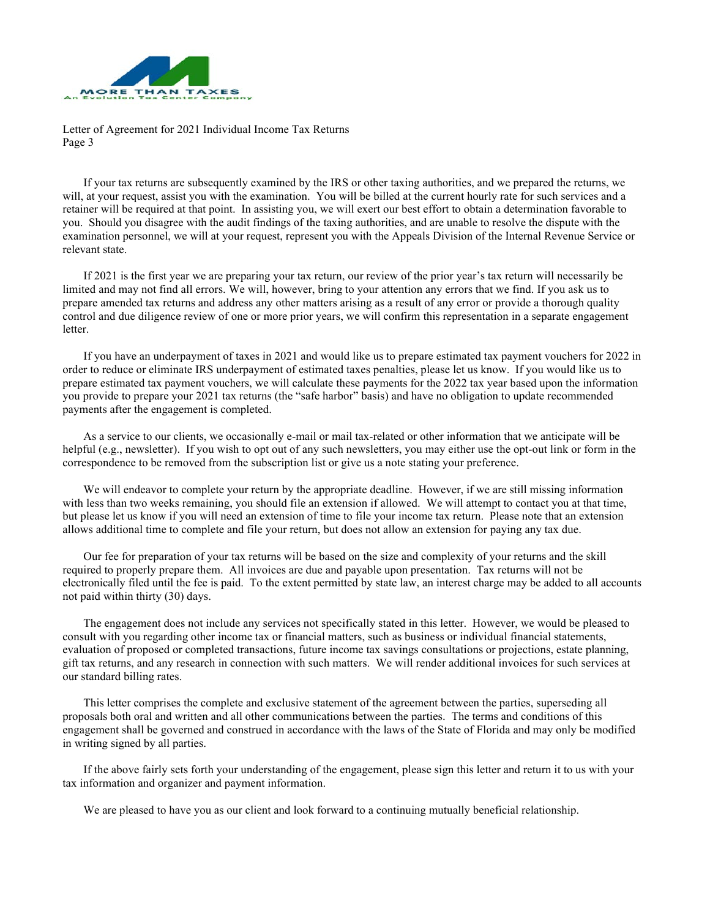If your tax returns are subsequently examined by the IRS or other taxing authorities, and we prepared the returns, we will, at your request, assist you with the examination. You will be billed at the current hourly rate for such services and a retainer will be required at that point. In assisting you, we will exert our best effort to obtain a determination favorable to you. Should you disagree with the audit findings of the taxing authorities, and are unable to resolve the dispute with the examination personnel, we will at your request, represent you with the Appeals Division of the Internal Revenue Service or relevant state.

If 2021 is the first year we are preparing your tax return, our review of the prior year's tax return will necessarily be limited and may not find all errors. We will, however, bring to your attention any errors that we find. If you ask us to prepare amended tax returns and address any other matters arising as a result of any error or provide a thorough quality control and due diligence review of one or more prior years, we will confirm this representation in a separate engagement letter.

If you have an underpayment of taxes in 2021 and would like us to prepare estimated tax payment vouchers for 2022 in order to reduce or eliminate IRS underpayment of estimated taxes penalties, please let us know. If you would like us to prepare estimated tax payment vouchers, we will calculate these payments for the 2022 tax year based upon the information you provide to prepare your 2021 tax returns (the "safe harbor" basis) and have no obligation to update recommended payments after the engagement is completed.

As a service to our clients, we occasionally e-mail or mail tax-related or other information that we anticipate will be helpful (e.g., newsletter). If you wish to opt out of any such newsletters, you may either use the opt-out link or form in the correspondence to be removed from the subscription list or give us a note stating your preference.

We will endeavor to complete your return by the appropriate deadline. However, if we are still missing information with less than two weeks remaining, you should file an extension if allowed. We will attempt to contact you at that time, but please let us know if you will need an extension of time to file your income tax return. Please note that an extension allows additional time to complete and file your return, but does not allow an extension for paying any tax due.

Our fee for preparation of your tax returns will be based on the size and complexity of your returns and the skill required to properly prepare them. All invoices are due and payable upon presentation. Tax returns will not be electronically filed until the fee is paid. To the extent permitted by state law, an interest charge may be added to all accounts not paid within thirty (30) days.

The engagement does not include any services not specifically stated in this letter. However, we would be pleased to consult with you regarding other income tax or financial matters, such as business or individual financial statements, evaluation of proposed or completed transactions, future income tax savings consultations or projections, estate planning, gift tax returns, and any research in connection with such matters. We will render additional invoices for such services at our standard billing rates.

This letter comprises the complete and exclusive statement of the agreement between the parties, superseding all proposals both oral and written and all other communications between the parties. The terms and conditions of this engagement shall be governed and construed in accordance with the laws of the State of Florida and may only be modified in writing signed by all parties.

If the above fairly sets forth your understanding of the engagement, please sign this letter and return it to us with your tax information and organizer and payment information.

We are pleased to have you as our client and look forward to a continuing mutually beneficial relationship.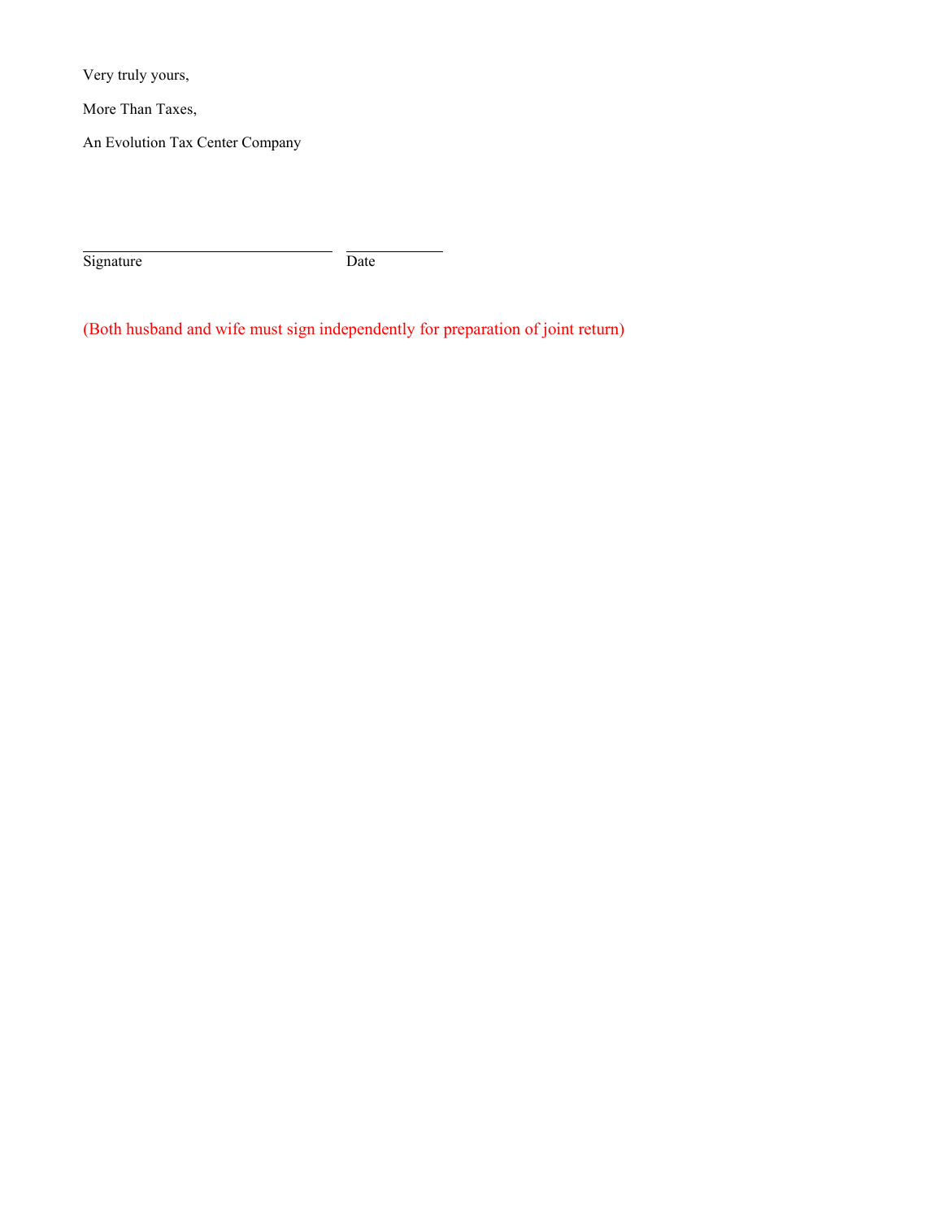Very truly yours,

More Than Taxes,

An Evolution Tax Center Company

\_\_\_\_\_\_\_\_\_\_\_\_\_\_\_\_\_\_\_\_\_\_\_\_\_\_\_\_\_\_\_\_\_ \_\_\_\_\_\_\_\_\_\_\_\_\_

Signature Date

(Both husband and wife must sign independently for preparation of joint return)